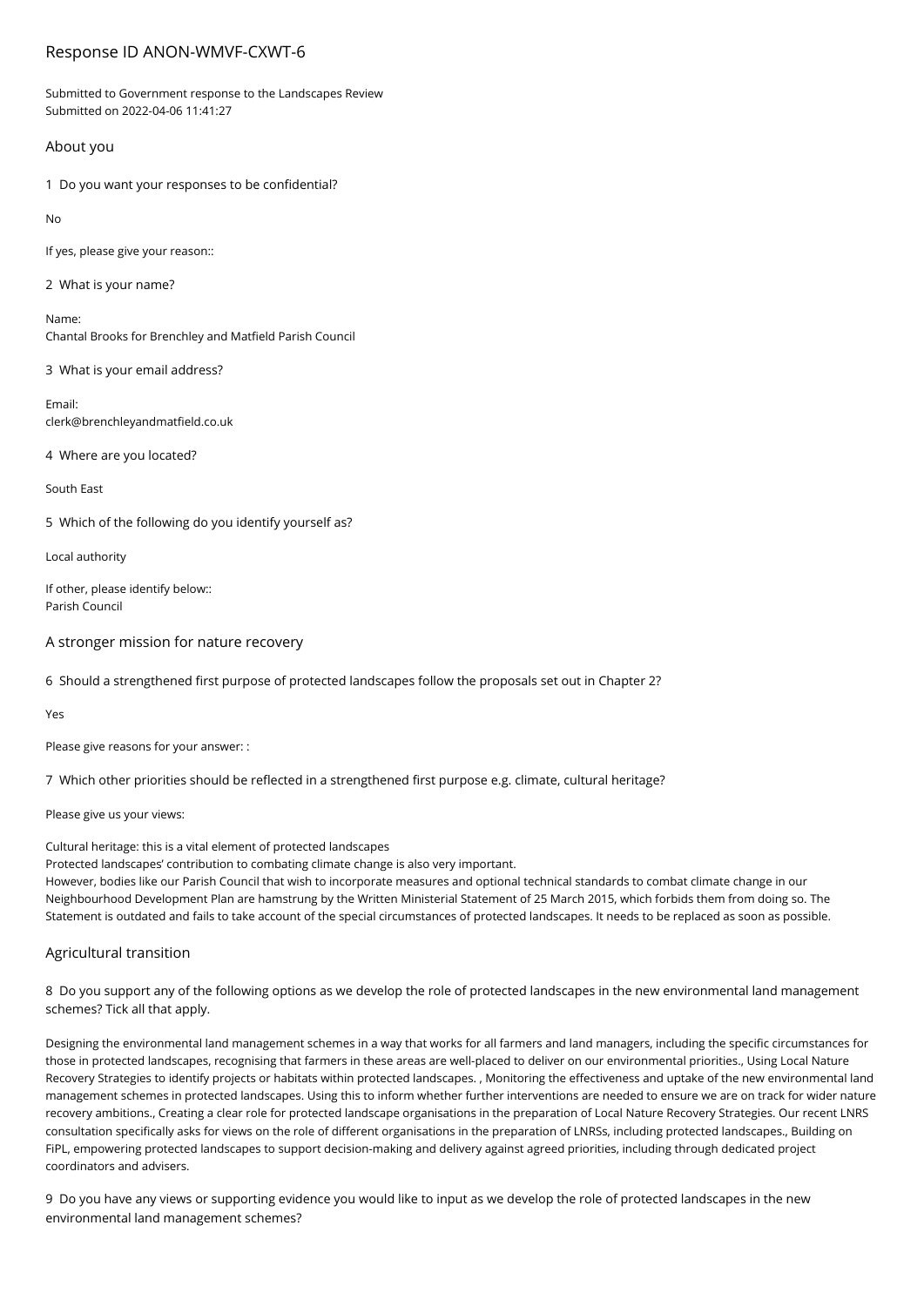# Response ID ANON-WMVF-CXWT-6

Submitted to Government response to the Landscapes Review
Submitted on 2022-04-06 11:41:27

## About you

1 Do you want your responses to be confidential?

No

If yes, please give your reason::

2 What is your name?

Name:
Chantal Brooks for Brenchley and Matfield Parish Council

3 What is your email address?

Email:
clerk@brenchleyandmatfield.co.uk

4 Where are you located?

South East

5 Which of the following do you identify yourself as?

Local authority

If other, please identify below::
Parish Council

## A stronger mission for nature recovery

6 Should a strengthened first purpose of protected landscapes follow the proposals set out in Chapter 2?

Yes

Please give reasons for your answer: :

7 Which other priorities should be reflected in a strengthened first purpose e.g. climate, cultural heritage?

Please give us your views:

Cultural heritage: this is a vital element of protected landscapes
Protected landscapes' contribution to combating climate change is also very important.
However, bodies like our Parish Council that wish to incorporate measures and optional technical standards to combat climate change in our Neighbourhood Development Plan are hamstrung by the Written Ministerial Statement of 25 March 2015, which forbids them from doing so. The Statement is outdated and fails to take account of the special circumstances of protected landscapes. It needs to be replaced as soon as possible.

## Agricultural transition

8 Do you support any of the following options as we develop the role of protected landscapes in the new environmental land management schemes? Tick all that apply.

Designing the environmental land management schemes in a way that works for all farmers and land managers, including the specific circumstances for those in protected landscapes, recognising that farmers in these areas are well-placed to deliver on our environmental priorities., Using Local Nature Recovery Strategies to identify projects or habitats within protected landscapes. , Monitoring the effectiveness and uptake of the new environmental land management schemes in protected landscapes. Using this to inform whether further interventions are needed to ensure we are on track for wider nature recovery ambitions., Creating a clear role for protected landscape organisations in the preparation of Local Nature Recovery Strategies. Our recent LNRS consultation specifically asks for views on the role of different organisations in the preparation of LNRSs, including protected landscapes., Building on FiPL, empowering protected landscapes to support decision-making and delivery against agreed priorities, including through dedicated project coordinators and advisers.

9 Do you have any views or supporting evidence you would like to input as we develop the role of protected landscapes in the new environmental land management schemes?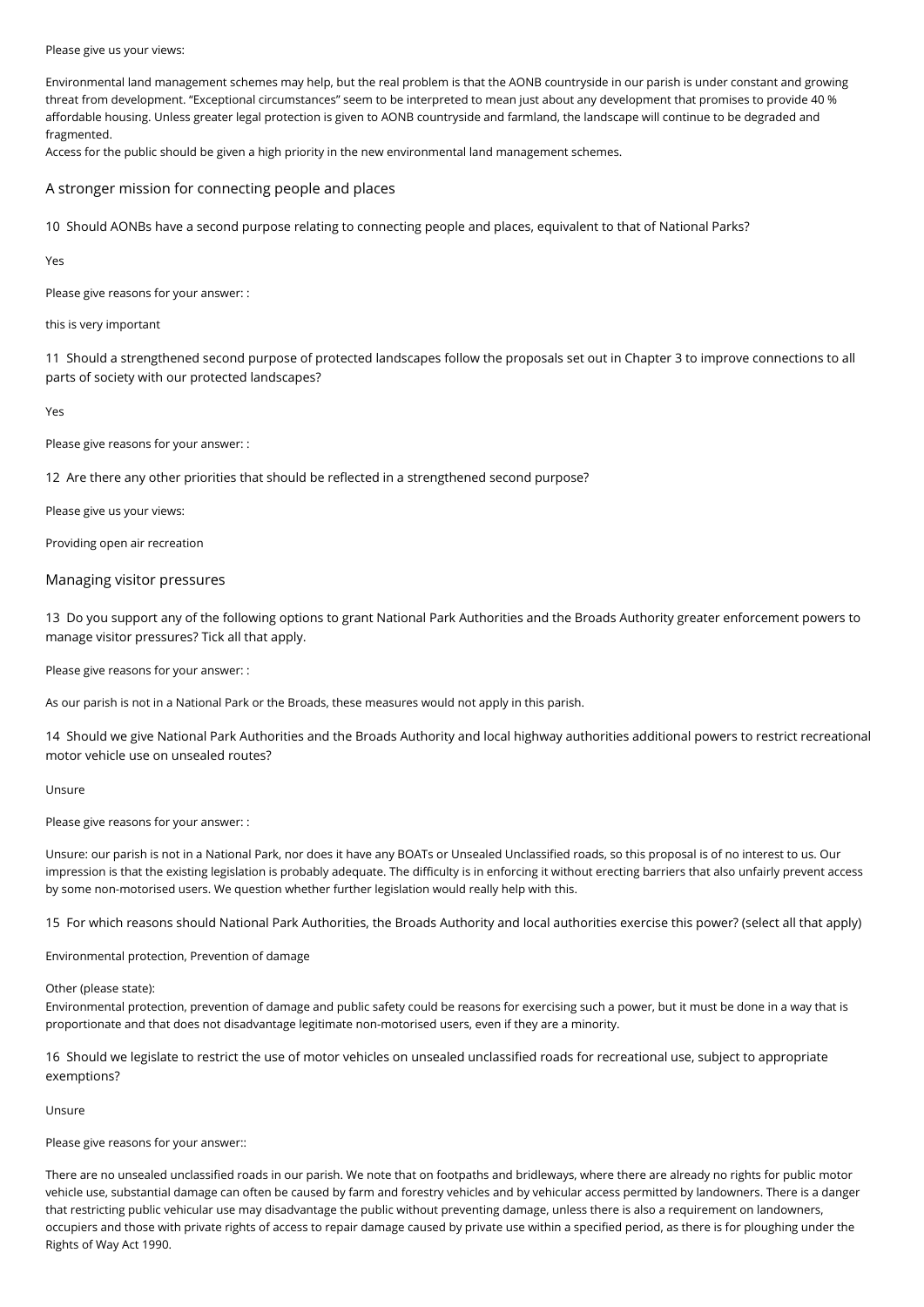Please give us your views:

Environmental land management schemes may help, but the real problem is that the AONB countryside in our parish is under constant and growing threat from development. "Exceptional circumstances" seem to be interpreted to mean just about any development that promises to provide 40 % affordable housing. Unless greater legal protection is given to AONB countryside and farmland, the landscape will continue to be degraded and fragmented.
Access for the public should be given a high priority in the new environmental land management schemes.

## A stronger mission for connecting people and places

10 Should AONBs have a second purpose relating to connecting people and places, equivalent to that of National Parks?

Yes

Please give reasons for your answer: :

this is very important

11 Should a strengthened second purpose of protected landscapes follow the proposals set out in Chapter 3 to improve connections to all parts of society with our protected landscapes?

Yes

Please give reasons for your answer: :

12 Are there any other priorities that should be reflected in a strengthened second purpose?

Please give us your views:

Providing open air recreation

## Managing visitor pressures

13 Do you support any of the following options to grant National Park Authorities and the Broads Authority greater enforcement powers to manage visitor pressures? Tick all that apply.

Please give reasons for your answer: :

As our parish is not in a National Park or the Broads, these measures would not apply in this parish.

14 Should we give National Park Authorities and the Broads Authority and local highway authorities additional powers to restrict recreational motor vehicle use on unsealed routes?

Unsure

Please give reasons for your answer: :

Unsure: our parish is not in a National Park, nor does it have any BOATs or Unsealed Unclassified roads, so this proposal is of no interest to us. Our impression is that the existing legislation is probably adequate. The difficulty is in enforcing it without erecting barriers that also unfairly prevent access by some non-motorised users. We question whether further legislation would really help with this.

15 For which reasons should National Park Authorities, the Broads Authority and local authorities exercise this power? (select all that apply)

Environmental protection, Prevention of damage

Other (please state):
Environmental protection, prevention of damage and public safety could be reasons for exercising such a power, but it must be done in a way that is proportionate and that does not disadvantage legitimate non-motorised users, even if they are a minority.

16 Should we legislate to restrict the use of motor vehicles on unsealed unclassified roads for recreational use, subject to appropriate exemptions?

Unsure

Please give reasons for your answer::

There are no unsealed unclassified roads in our parish. We note that on footpaths and bridleways, where there are already no rights for public motor vehicle use, substantial damage can often be caused by farm and forestry vehicles and by vehicular access permitted by landowners. There is a danger that restricting public vehicular use may disadvantage the public without preventing damage, unless there is also a requirement on landowners, occupiers and those with private rights of access to repair damage caused by private use within a specified period, as there is for ploughing under the Rights of Way Act 1990.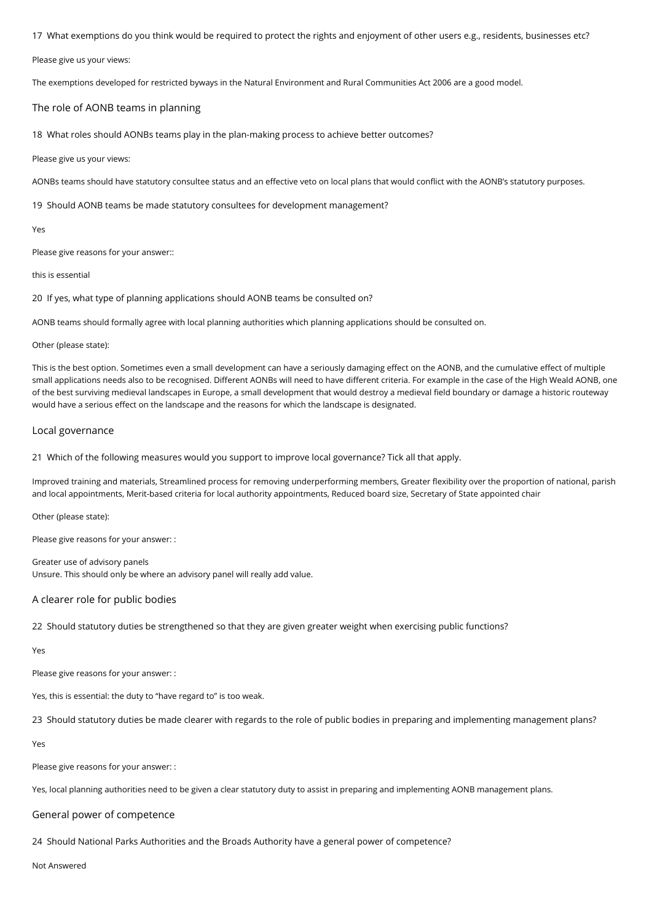17 What exemptions do you think would be required to protect the rights and enjoyment of other users e.g., residents, businesses etc?

Please give us your views:

The exemptions developed for restricted byways in the Natural Environment and Rural Communities Act 2006 are a good model.

## The role of AONB teams in planning

18 What roles should AONBs teams play in the plan-making process to achieve better outcomes?

Please give us your views:

AONBs teams should have statutory consultee status and an effective veto on local plans that would conflict with the AONB's statutory purposes.

19 Should AONB teams be made statutory consultees for development management?

Yes

Please give reasons for your answer::

this is essential

20 If yes, what type of planning applications should AONB teams be consulted on?

AONB teams should formally agree with local planning authorities which planning applications should be consulted on.

Other (please state):

This is the best option. Sometimes even a small development can have a seriously damaging effect on the AONB, and the cumulative effect of multiple small applications needs also to be recognised. Different AONBs will need to have different criteria. For example in the case of the High Weald AONB, one of the best surviving medieval landscapes in Europe, a small development that would destroy a medieval field boundary or damage a historic routeway would have a serious effect on the landscape and the reasons for which the landscape is designated.

## Local governance

21 Which of the following measures would you support to improve local governance? Tick all that apply.

Improved training and materials, Streamlined process for removing underperforming members, Greater flexibility over the proportion of national, parish and local appointments, Merit-based criteria for local authority appointments, Reduced board size, Secretary of State appointed chair

Other (please state):

Please give reasons for your answer: :

Greater use of advisory panels
Unsure. This should only be where an advisory panel will really add value.

## A clearer role for public bodies

22 Should statutory duties be strengthened so that they are given greater weight when exercising public functions?

Yes

Please give reasons for your answer: :

Yes, this is essential: the duty to "have regard to" is too weak.

23 Should statutory duties be made clearer with regards to the role of public bodies in preparing and implementing management plans?

Yes

Please give reasons for your answer: :

Yes, local planning authorities need to be given a clear statutory duty to assist in preparing and implementing AONB management plans.

## General power of competence

24 Should National Parks Authorities and the Broads Authority have a general power of competence?

Not Answered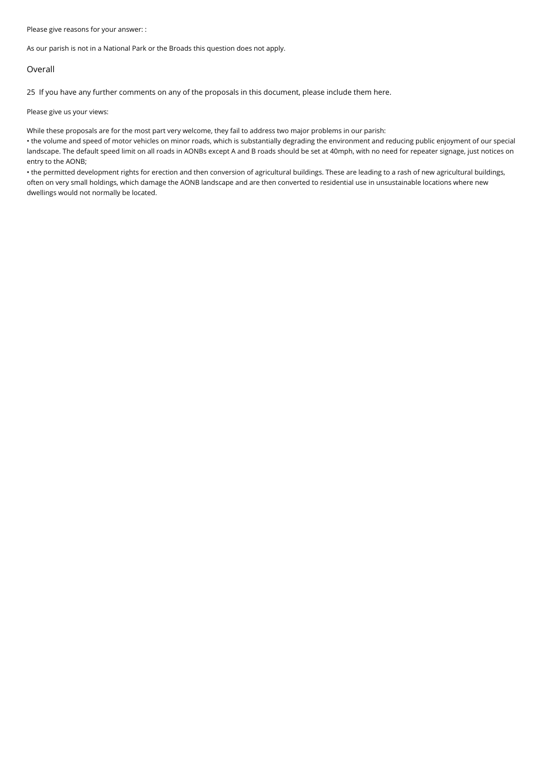Please give reasons for your answer: :

As our parish is not in a National Park or the Broads this question does not apply.

## Overall

25 If you have any further comments on any of the proposals in this document, please include them here.

Please give us your views:

While these proposals are for the most part very welcome, they fail to address two major problems in our parish:

- the volume and speed of motor vehicles on minor roads, which is substantially degrading the environment and reducing public enjoyment of our special landscape. The default speed limit on all roads in AONBs except A and B roads should be set at 40mph, with no need for repeater signage, just notices on entry to the AONB;
- the permitted development rights for erection and then conversion of agricultural buildings. These are leading to a rash of new agricultural buildings, often on very small holdings, which damage the AONB landscape and are then converted to residential use in unsustainable locations where new dwellings would not normally be located.